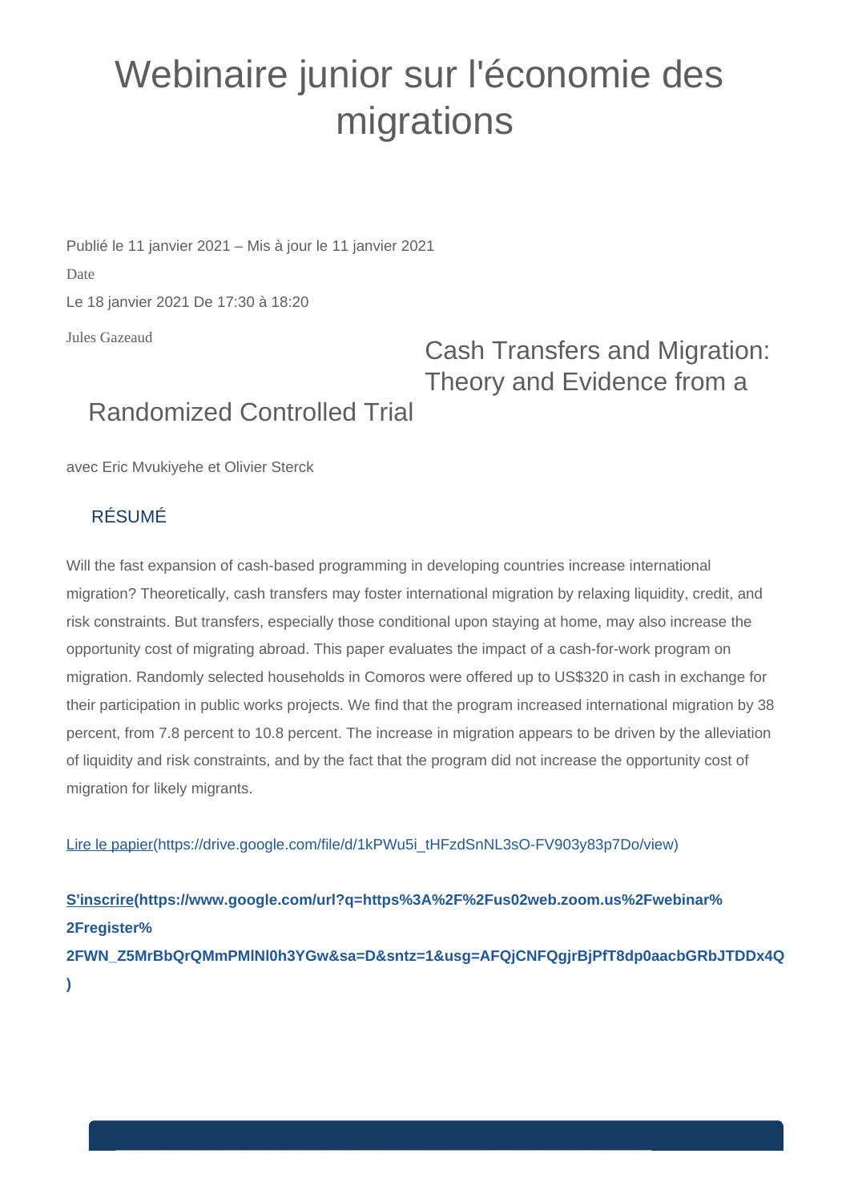# Webinaire junior sur l'économie des migrations

Publié le 11 janvier 2021 – Mis à jour le 11 janvier 2021

Date

Le 18 janvier 2021 De 17:30 à 18:20

Jules Gazeaud

## Cash Transfers and Migration: Theory and Evidence from a Randomized Controlled Trial

avec Eric Mvukiyehe et Olivier Sterck

### RÉSUMÉ

Will the fast expansion of cash-based programming in developing countries increase international migration? Theoretically, cash transfers may foster international migration by relaxing liquidity, credit, and risk constraints. But transfers, especially those conditional upon staying at home, may also increase the opportunity cost of migrating abroad. This paper evaluates the impact of a cash-for-work program on migration. Randomly selected households in Comoros were offered up to US$320 in cash in exchange for their participation in public works projects. We find that the program increased international migration by 38 percent, from 7.8 percent to 10.8 percent. The increase in migration appears to be driven by the alleviation of liquidity and risk constraints, and by the fact that the program did not increase the opportunity cost of migration for likely migrants.

[Lire le papier](https://drive.google.com/file/d/1kPWu5i_tHFzdSnNL3sO-FV903y83p7Do/view)

**[S'inscrire](https://www.google.com/url?q=https%3A%2F%2Fus02web.zoom.us%2Fwebinar%2Fregister%2FWN_Z5MrBbQrQMmPMlNl0h3YGw&sa=D&sntz=1&usg=AFQjCNFQgjrBjPfT8dp0aacbGRbJTDDx4Q)**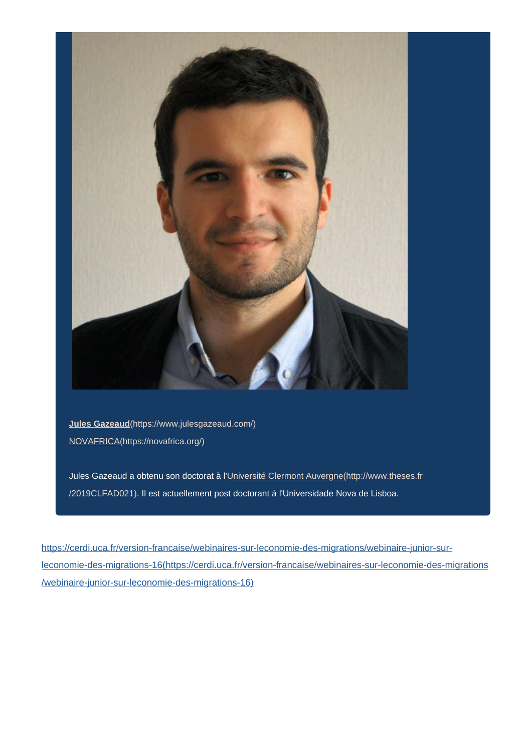**Jules Gazeaud**(https://www.julesgazeaud.com/)

NOVAFRICA(https://novafrica.org/)

Jules Gazeaud a obtenu son doctorat à l'Université Clermont Auvergne(http://www.theses.fr/2019CLFAD021). Il est actuellement post doctorant à l'Universidade Nova de Lisboa.

https://cerdi.uca.fr/version-francaise/webinaires-sur-leconomie-des-migrations/webinaire-junior-sur-leconomie-des-migrations-16(https://cerdi.uca.fr/version-francaise/webinaires-sur-leconomie-des-migrations/webinaire-junior-sur-leconomie-des-migrations-16)